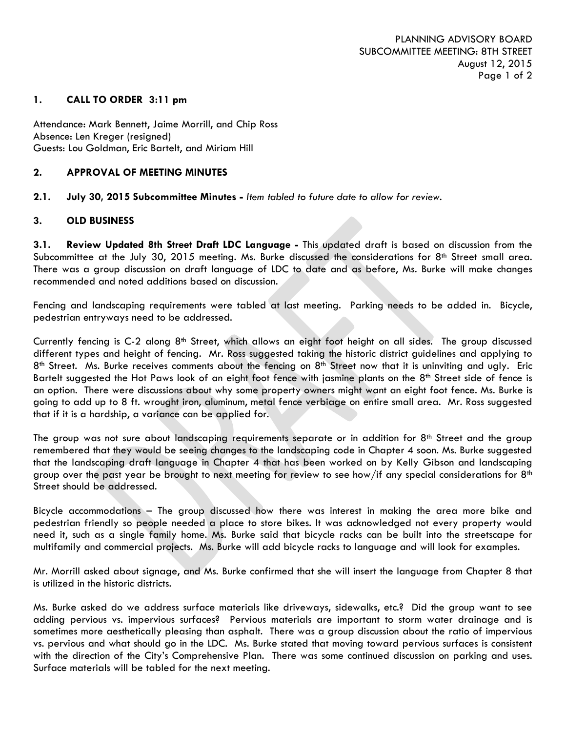PLANNING ADVISORY BOARD
SUBCOMMITTEE MEETING: 8TH STREET
August 12, 2015

## 1. CALL TO ORDER 3:11 pm

Attendance: Mark Bennett, Jaime Morrill, and Chip Ross
Absence: Len Kreger (resigned)
Guests: Lou Goldman, Eric Bartelt, and Miriam Hill

## 2. APPROVAL OF MEETING MINUTES

**2.1. July 30, 2015 Subcommittee Minutes -** *Item tabled to future date to allow for review.*

## 3. OLD BUSINESS

**3.1. Review Updated 8th Street Draft LDC Language -** This updated draft is based on discussion from the Subcommittee at the July 30, 2015 meeting. Ms. Burke discussed the considerations for 8th Street small area. There was a group discussion on draft language of LDC to date and as before, Ms. Burke will make changes recommended and noted additions based on discussion.

Fencing and landscaping requirements were tabled at last meeting. Parking needs to be added in. Bicycle, pedestrian entryways need to be addressed.

Currently fencing is C-2 along 8th Street, which allows an eight foot height on all sides. The group discussed different types and height of fencing. Mr. Ross suggested taking the historic district guidelines and applying to 8th Street. Ms. Burke receives comments about the fencing on 8th Street now that it is uninviting and ugly. Eric Bartelt suggested the Hot Paws look of an eight foot fence with jasmine plants on the 8th Street side of fence is an option. There were discussions about why some property owners might want an eight foot fence. Ms. Burke is going to add up to 8 ft. wrought iron, aluminum, metal fence verbiage on entire small area. Mr. Ross suggested that if it is a hardship, a variance can be applied for.

The group was not sure about landscaping requirements separate or in addition for 8th Street and the group remembered that they would be seeing changes to the landscaping code in Chapter 4 soon. Ms. Burke suggested that the landscaping draft language in Chapter 4 that has been worked on by Kelly Gibson and landscaping group over the past year be brought to next meeting for review to see how/if any special considerations for 8th Street should be addressed.

Bicycle accommodations – The group discussed how there was interest in making the area more bike and pedestrian friendly so people needed a place to store bikes. It was acknowledged not every property would need it, such as a single family home. Ms. Burke said that bicycle racks can be built into the streetscape for multifamily and commercial projects. Ms. Burke will add bicycle racks to language and will look for examples.

Mr. Morrill asked about signage, and Ms. Burke confirmed that she will insert the language from Chapter 8 that is utilized in the historic districts.

Ms. Burke asked do we address surface materials like driveways, sidewalks, etc.? Did the group want to see adding pervious vs. impervious surfaces? Pervious materials are important to storm water drainage and is sometimes more aesthetically pleasing than asphalt. There was a group discussion about the ratio of impervious vs. pervious and what should go in the LDC. Ms. Burke stated that moving toward pervious surfaces is consistent with the direction of the City's Comprehensive Plan. There was some continued discussion on parking and uses. Surface materials will be tabled for the next meeting.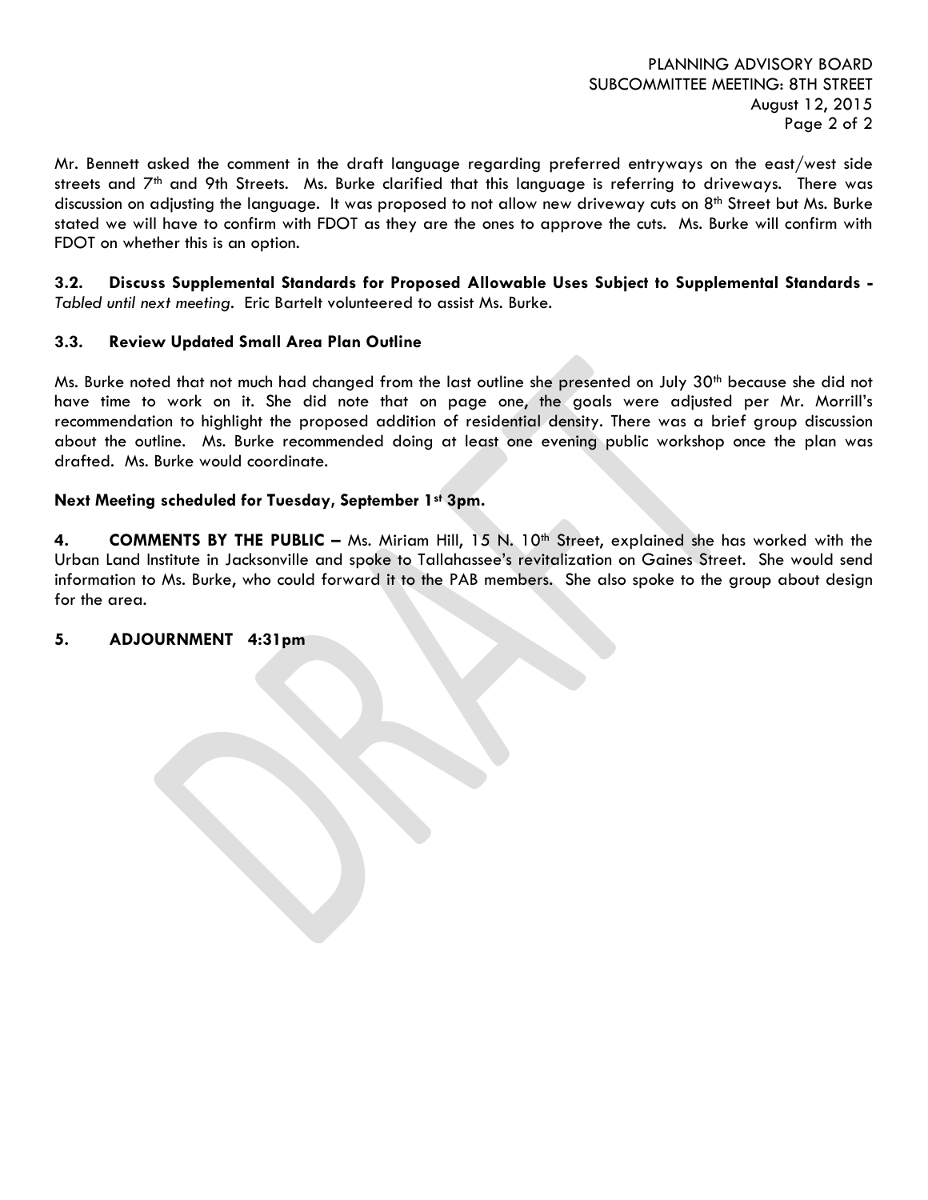Mr. Bennett asked the comment in the draft language regarding preferred entryways on the east/west side streets and 7th and 9th Streets. Ms. Burke clarified that this language is referring to driveways. There was discussion on adjusting the language. It was proposed to not allow new driveway cuts on 8th Street but Ms. Burke stated we will have to confirm with FDOT as they are the ones to approve the cuts. Ms. Burke will confirm with FDOT on whether this is an option.

**3.2. Discuss Supplemental Standards for Proposed Allowable Uses Subject to Supplemental Standards -** *Tabled until next meeting.* Eric Bartelt volunteered to assist Ms. Burke.

**3.3. Review Updated Small Area Plan Outline**

Ms. Burke noted that not much had changed from the last outline she presented on July 30th because she did not have time to work on it. She did note that on page one, the goals were adjusted per Mr. Morrill's recommendation to highlight the proposed addition of residential density. There was a brief group discussion about the outline. Ms. Burke recommended doing at least one evening public workshop once the plan was drafted. Ms. Burke would coordinate.

**Next Meeting scheduled for Tuesday, September 1st 3pm.**

**4. COMMENTS BY THE PUBLIC –** Ms. Miriam Hill, 15 N. 10th Street, explained she has worked with the Urban Land Institute in Jacksonville and spoke to Tallahassee's revitalization on Gaines Street. She would send information to Ms. Burke, who could forward it to the PAB members. She also spoke to the group about design for the area.

**5. ADJOURNMENT 4:31pm**